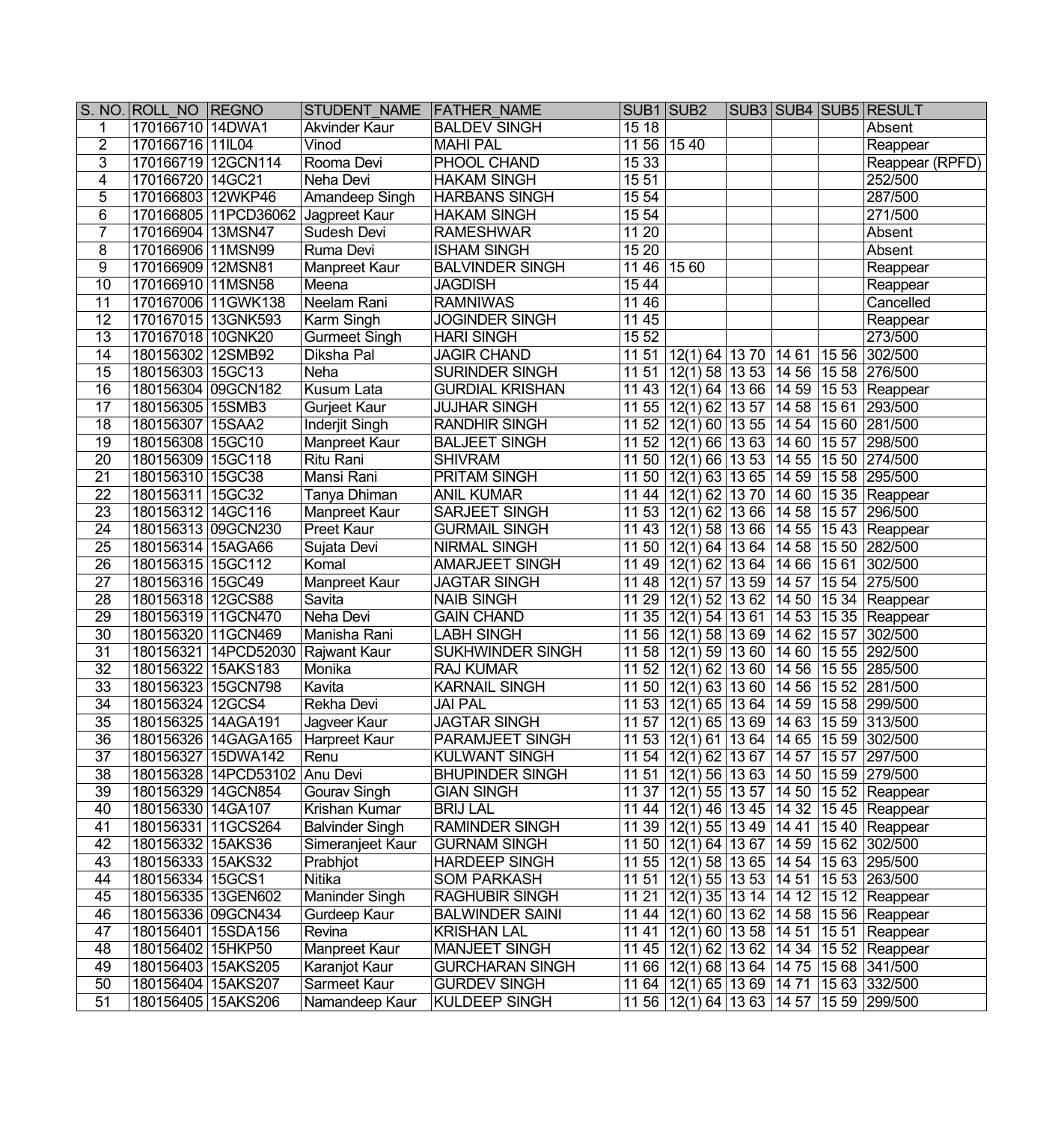| S. NO. | ROLL_NO | REGNO | STUDENT_NAME | FATHER_NAME | SUB1 | SUB2 | SUB3 | SUB4 | SUB5 | RESULT |
|---|---|---|---|---|---|---|---|---|---|---|
| 1 | 170166710 | 14DWA1 | Akvinder Kaur | BALDEV SINGH | 15 18 | | | | | Absent |
| 2 | 170166716 | 11IL04 | Vinod | MAHI PAL | 11 56 | 15 40 | | | | Reappear |
| 3 | 170166719 | 12GCN114 | Rooma Devi | PHOOL CHAND | 15 33 | | | | | Reappear (RPFD) |
| 4 | 170166720 | 14GC21 | Neha Devi | HAKAM SINGH | 15 51 | | | | | 252/500 |
| 5 | 170166803 | 12WKP46 | Amandeep Singh | HARBANS SINGH | 15 54 | | | | | 287/500 |
| 6 | 170166805 | 11PCD36062 | Jagpreet Kaur | HAKAM SINGH | 15 54 | | | | | 271/500 |
| 7 | 170166904 | 13MSN47 | Sudesh Devi | RAMESHWAR | 11 20 | | | | | Absent |
| 8 | 170166906 | 11MSN99 | Ruma Devi | ISHAM SINGH | 15 20 | | | | | Absent |
| 9 | 170166909 | 12MSN81 | Manpreet Kaur | BALVINDER SINGH | 11 46 | 15 60 | | | | Reappear |
| 10 | 170166910 | 11MSN58 | Meena | JAGDISH | 15 44 | | | | | Reappear |
| 11 | 170167006 | 11GWK138 | Neelam Rani | RAMNIWAS | 11 46 | | | | | Cancelled |
| 12 | 170167015 | 13GNK593 | Karm Singh | JOGINDER SINGH | 11 45 | | | | | Reappear |
| 13 | 170167018 | 10GNK20 | Gurmeet Singh | HARI SINGH | 15 52 | | | | | 273/500 |
| 14 | 180156302 | 12SMB92 | Diksha Pal | JAGIR CHAND | 11 51 | 12(1) 64 | 13 70 | 14 61 | 15 56 | 302/500 |
| 15 | 180156303 | 15GC13 | Neha | SURINDER SINGH | 11 51 | 12(1) 58 | 13 53 | 14 56 | 15 58 | 276/500 |
| 16 | 180156304 | 09GCN182 | Kusum Lata | GURDIAL KRISHAN | 11 43 | 12(1) 64 | 13 66 | 14 59 | 15 53 | Reappear |
| 17 | 180156305 | 15SMB3 | Gurjeet Kaur | JUJHAR SINGH | 11 55 | 12(1) 62 | 13 57 | 14 58 | 15 61 | 293/500 |
| 18 | 180156307 | 15SAA2 | Inderjit Singh | RANDHIR SINGH | 11 52 | 12(1) 60 | 13 55 | 14 54 | 15 60 | 281/500 |
| 19 | 180156308 | 15GC10 | Manpreet Kaur | BALJEET SINGH | 11 52 | 12(1) 66 | 13 63 | 14 60 | 15 57 | 298/500 |
| 20 | 180156309 | 15GC118 | Ritu Rani | SHIVRAM | 11 50 | 12(1) 66 | 13 53 | 14 55 | 15 50 | 274/500 |
| 21 | 180156310 | 15GC38 | Mansi Rani | PRITAM SINGH | 11 50 | 12(1) 63 | 13 65 | 14 59 | 15 58 | 295/500 |
| 22 | 180156311 | 15GC32 | Tanya Dhiman | ANIL KUMAR | 11 44 | 12(1) 62 | 13 70 | 14 60 | 15 35 | Reappear |
| 23 | 180156312 | 14GC116 | Manpreet Kaur | SARJEET SINGH | 11 53 | 12(1) 62 | 13 66 | 14 58 | 15 57 | 296/500 |
| 24 | 180156313 | 09GCN230 | Preet Kaur | GURMAIL SINGH | 11 43 | 12(1) 58 | 13 66 | 14 55 | 15 43 | Reappear |
| 25 | 180156314 | 15AGA66 | Sujata Devi | NIRMAL SINGH | 11 50 | 12(1) 64 | 13 64 | 14 58 | 15 50 | 282/500 |
| 26 | 180156315 | 15GC112 | Komal | AMARJEET SINGH | 11 49 | 12(1) 62 | 13 64 | 14 66 | 15 61 | 302/500 |
| 27 | 180156316 | 15GC49 | Manpreet Kaur | JAGTAR SINGH | 11 48 | 12(1) 57 | 13 59 | 14 57 | 15 54 | 275/500 |
| 28 | 180156318 | 12GCS88 | Savita | NAIB SINGH | 11 29 | 12(1) 52 | 13 62 | 14 50 | 15 34 | Reappear |
| 29 | 180156319 | 11GCN470 | Neha Devi | GAIN CHAND | 11 35 | 12(1) 54 | 13 61 | 14 53 | 15 35 | Reappear |
| 30 | 180156320 | 11GCN469 | Manisha Rani | LABH SINGH | 11 56 | 12(1) 58 | 13 69 | 14 62 | 15 57 | 302/500 |
| 31 | 180156321 | 14PCD52030 | Rajwant Kaur | SUKHWINDER SINGH | 11 58 | 12(1) 59 | 13 60 | 14 60 | 15 55 | 292/500 |
| 32 | 180156322 | 15AKS183 | Monika | RAJ KUMAR | 11 52 | 12(1) 62 | 13 60 | 14 56 | 15 55 | 285/500 |
| 33 | 180156323 | 15GCN798 | Kavita | KARNAIL SINGH | 11 50 | 12(1) 63 | 13 60 | 14 56 | 15 52 | 281/500 |
| 34 | 180156324 | 12GCS4 | Rekha Devi | JAI PAL | 11 53 | 12(1) 65 | 13 64 | 14 59 | 15 58 | 299/500 |
| 35 | 180156325 | 14AGA191 | Jagveer Kaur | JAGTAR SINGH | 11 57 | 12(1) 65 | 13 69 | 14 63 | 15 59 | 313/500 |
| 36 | 180156326 | 14GAGA165 | Harpreet Kaur | PARAMJEET SINGH | 11 53 | 12(1) 61 | 13 64 | 14 65 | 15 59 | 302/500 |
| 37 | 180156327 | 15DWA142 | Renu | KULWANT SINGH | 11 54 | 12(1) 62 | 13 67 | 14 57 | 15 57 | 297/500 |
| 38 | 180156328 | 14PCD53102 | Anu Devi | BHUPINDER SINGH | 11 51 | 12(1) 56 | 13 63 | 14 50 | 15 59 | 279/500 |
| 39 | 180156329 | 14GCN854 | Gourav Singh | GIAN SINGH | 11 37 | 12(1) 55 | 13 57 | 14 50 | 15 52 | Reappear |
| 40 | 180156330 | 14GA107 | Krishan Kumar | BRIJ LAL | 11 44 | 12(1) 46 | 13 45 | 14 32 | 15 45 | Reappear |
| 41 | 180156331 | 11GCS264 | Balvinder Singh | RAMINDER SINGH | 11 39 | 12(1) 55 | 13 49 | 14 41 | 15 40 | Reappear |
| 42 | 180156332 | 15AKS36 | Simeranjeet Kaur | GURNAM SINGH | 11 50 | 12(1) 64 | 13 67 | 14 59 | 15 62 | 302/500 |
| 43 | 180156333 | 15AKS32 | Prabhjot | HARDEEP SINGH | 11 55 | 12(1) 58 | 13 65 | 14 54 | 15 63 | 295/500 |
| 44 | 180156334 | 15GCS1 | Nitika | SOM PARKASH | 11 51 | 12(1) 55 | 13 53 | 14 51 | 15 53 | 263/500 |
| 45 | 180156335 | 13GEN602 | Maninder Singh | RAGHUBIR SINGH | 11 21 | 12(1) 35 | 13 14 | 14 12 | 15 12 | Reappear |
| 46 | 180156336 | 09GCN434 | Gurdeep Kaur | BALWINDER SAINI | 11 44 | 12(1) 60 | 13 62 | 14 58 | 15 56 | Reappear |
| 47 | 180156401 | 15SDA156 | Revina | KRISHAN LAL | 11 41 | 12(1) 60 | 13 58 | 14 51 | 15 51 | Reappear |
| 48 | 180156402 | 15HKP50 | Manpreet Kaur | MANJEET SINGH | 11 45 | 12(1) 62 | 13 62 | 14 34 | 15 52 | Reappear |
| 49 | 180156403 | 15AKS205 | Karanjot Kaur | GURCHARAN SINGH | 11 66 | 12(1) 68 | 13 64 | 14 75 | 15 68 | 341/500 |
| 50 | 180156404 | 15AKS207 | Sarmeet Kaur | GURDEV SINGH | 11 64 | 12(1) 65 | 13 69 | 14 71 | 15 63 | 332/500 |
| 51 | 180156405 | 15AKS206 | Namandeep Kaur | KULDEEP SINGH | 11 56 | 12(1) 64 | 13 63 | 14 57 | 15 59 | 299/500 |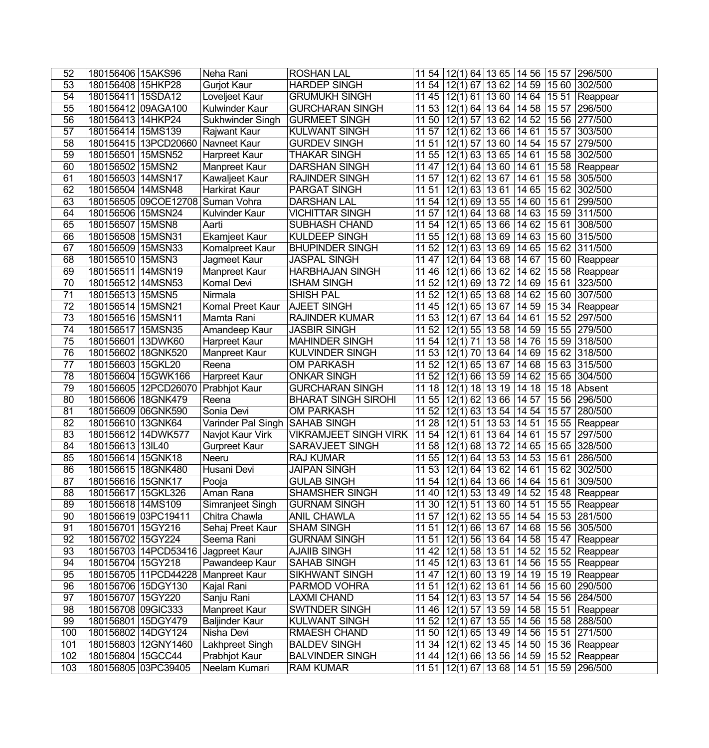| 52 | 180156406 | 15AKS96 | Neha Rani | ROSHAN LAL | 11 54 | 12(1) 64 | 13 65 | 14 56 | 15 57 | 296/500 |
|---|---|---|---|---|---|---|---|---|---|---|
| 53 | 180156408 | 15HKP28 | Gurjot Kaur | HARDEP SINGH | 11 54 | 12(1) 67 | 13 62 | 14 59 | 15 60 | 302/500 |
| 54 | 180156411 | 15SDA12 | Loveljeet Kaur | GRUMUKH SINGH | 11 45 | 12(1) 61 | 13 60 | 14 64 | 15 51 | Reappear |
| 55 | 180156412 | 09AGA100 | Kulwinder Kaur | GURCHARAN SINGH | 11 53 | 12(1) 64 | 13 64 | 14 58 | 15 57 | 296/500 |
| 56 | 180156413 | 14HKP24 | Sukhwinder Singh | GURMEET SINGH | 11 50 | 12(1) 57 | 13 62 | 14 52 | 15 56 | 277/500 |
| 57 | 180156414 | 15MS139 | Rajwant Kaur | KULWANT SINGH | 11 57 | 12(1) 62 | 13 66 | 14 61 | 15 57 | 303/500 |
| 58 | 180156415 | 13PCD20660 | Navneet Kaur | GURDEV SINGH | 11 51 | 12(1) 57 | 13 60 | 14 54 | 15 57 | 279/500 |
| 59 | 180156501 | 15MSN52 | Harpreet Kaur | THAKAR SINGH | 11 55 | 12(1) 63 | 13 65 | 14 61 | 15 58 | 302/500 |
| 60 | 180156502 | 15MSN2 | Manpreet Kaur | DARSHAN SINGH | 11 47 | 12(1) 64 | 13 60 | 14 61 | 15 58 | Reappear |
| 61 | 180156503 | 14MSN17 | Kawaljeet Kaur | RAJINDER SINGH | 11 57 | 12(1) 62 | 13 67 | 14 61 | 15 58 | 305/500 |
| 62 | 180156504 | 14MSN48 | Harkirat Kaur | PARGAT SINGH | 11 51 | 12(1) 63 | 13 61 | 14 65 | 15 62 | 302/500 |
| 63 | 180156505 | 09COE12708 | Suman Vohra | DARSHAN LAL | 11 54 | 12(1) 69 | 13 55 | 14 60 | 15 61 | 299/500 |
| 64 | 180156506 | 15MSN24 | Kulvinder Kaur | VICHITTAR SINGH | 11 57 | 12(1) 64 | 13 68 | 14 63 | 15 59 | 311/500 |
| 65 | 180156507 | 15MSN8 | Aarti | SUBHASH CHAND | 11 54 | 12(1) 65 | 13 66 | 14 62 | 15 61 | 308/500 |
| 66 | 180156508 | 15MSN31 | Ekamjeet Kaur | KULDEEP SINGH | 11 55 | 12(1) 68 | 13 69 | 14 63 | 15 60 | 315/500 |
| 67 | 180156509 | 15MSN33 | Komalpreet Kaur | BHUPINDER SINGH | 11 52 | 12(1) 63 | 13 69 | 14 65 | 15 62 | 311/500 |
| 68 | 180156510 | 15MSN3 | Jagmeet Kaur | JASPAL SINGH | 11 47 | 12(1) 64 | 13 68 | 14 67 | 15 60 | Reappear |
| 69 | 180156511 | 14MSN19 | Manpreet Kaur | HARBHAJAN SINGH | 11 46 | 12(1) 66 | 13 62 | 14 62 | 15 58 | Reappear |
| 70 | 180156512 | 14MSN53 | Komal Devi | ISHAM SINGH | 11 52 | 12(1) 69 | 13 72 | 14 69 | 15 61 | 323/500 |
| 71 | 180156513 | 15MSN5 | Nirmala | SHISH PAL | 11 52 | 12(1) 65 | 13 68 | 14 62 | 15 60 | 307/500 |
| 72 | 180156514 | 15MSN21 | Komal Preet Kaur | AJEET SINGH | 11 45 | 12(1) 65 | 13 67 | 14 59 | 15 34 | Reappear |
| 73 | 180156516 | 15MSN11 | Mamta Rani | RAJINDER KUMAR | 11 53 | 12(1) 67 | 13 64 | 14 61 | 15 52 | 297/500 |
| 74 | 180156517 | 15MSN35 | Amandeep Kaur | JASBIR SINGH | 11 52 | 12(1) 55 | 13 58 | 14 59 | 15 55 | 279/500 |
| 75 | 180156601 | 13DWK60 | Harpreet Kaur | MAHINDER SINGH | 11 54 | 12(1) 71 | 13 58 | 14 76 | 15 59 | 318/500 |
| 76 | 180156602 | 18GNK520 | Manpreet Kaur | KULVINDER SINGH | 11 53 | 12(1) 70 | 13 64 | 14 69 | 15 62 | 318/500 |
| 77 | 180156603 | 15GKL20 | Reena | OM PARKASH | 11 52 | 12(1) 65 | 13 67 | 14 68 | 15 63 | 315/500 |
| 78 | 180156604 | 15GWK166 | Harpreet Kaur | ONKAR SINGH | 11 52 | 12(1) 66 | 13 59 | 14 62 | 15 65 | 304/500 |
| 79 | 180156605 | 12PCD26070 | Prabhjot Kaur | GURCHARAN SINGH | 11 18 | 12(1) 18 | 13 19 | 14 18 | 15 18 | Absent |
| 80 | 180156606 | 18GNK479 | Reena | BHARAT SINGH SIROHI | 11 55 | 12(1) 62 | 13 66 | 14 57 | 15 56 | 296/500 |
| 81 | 180156609 | 06GNK590 | Sonia Devi | OM PARKASH | 11 52 | 12(1) 63 | 13 54 | 14 54 | 15 57 | 280/500 |
| 82 | 180156610 | 13GNK64 | Varinder Pal Singh | SAHAB SINGH | 11 28 | 12(1) 51 | 13 53 | 14 51 | 15 55 | Reappear |
| 83 | 180156612 | 14DWK577 | Navjot Kaur Virk | VIKRAMJEET SINGH VIRK | 11 54 | 12(1) 61 | 13 64 | 14 61 | 15 57 | 297/500 |
| 84 | 180156613 | 13IL40 | Gurpreet Kaur | SARAVJEET SINGH | 11 58 | 12(1) 68 | 13 72 | 14 65 | 15 65 | 328/500 |
| 85 | 180156614 | 15GNK18 | Neeru | RAJ KUMAR | 11 55 | 12(1) 64 | 13 53 | 14 53 | 15 61 | 286/500 |
| 86 | 180156615 | 18GNK480 | Husani Devi | JAIPAN SINGH | 11 53 | 12(1) 64 | 13 62 | 14 61 | 15 62 | 302/500 |
| 87 | 180156616 | 15GNK17 | Pooja | GULAB SINGH | 11 54 | 12(1) 64 | 13 66 | 14 64 | 15 61 | 309/500 |
| 88 | 180156617 | 15GKL326 | Aman Rana | SHAMSHER SINGH | 11 40 | 12(1) 53 | 13 49 | 14 52 | 15 48 | Reappear |
| 89 | 180156618 | 14MS109 | Simranjeet Singh | GURNAM SINGH | 11 30 | 12(1) 51 | 13 60 | 14 51 | 15 55 | Reappear |
| 90 | 180156619 | 03PC19411 | Chitra Chawla | ANIL CHAWLA | 11 57 | 12(1) 62 | 13 55 | 14 54 | 15 53 | 281/500 |
| 91 | 180156701 | 15GY216 | Sehaj Preet Kaur | SHAM SINGH | 11 51 | 12(1) 66 | 13 67 | 14 68 | 15 56 | 305/500 |
| 92 | 180156702 | 15GY224 | Seema Rani | GURNAM SINGH | 11 51 | 12(1) 56 | 13 64 | 14 58 | 15 47 | Reappear |
| 93 | 180156703 | 14PCD53416 | Jagpreet Kaur | AJAIIB SINGH | 11 42 | 12(1) 58 | 13 51 | 14 52 | 15 52 | Reappear |
| 94 | 180156704 | 15GY218 | Pawandeep Kaur | SAHAB SINGH | 11 45 | 12(1) 63 | 13 61 | 14 56 | 15 55 | Reappear |
| 95 | 180156705 | 11PCD44228 | Manpreet Kaur | SIKHWANT SINGH | 11 47 | 12(1) 60 | 13 19 | 14 19 | 15 19 | Reappear |
| 96 | 180156706 | 15DGY130 | Kajal Rani | PARMOD VOHRA | 11 51 | 12(1) 62 | 13 61 | 14 56 | 15 60 | 290/500 |
| 97 | 180156707 | 15GY220 | Sanju Rani | LAXMI CHAND | 11 54 | 12(1) 63 | 13 57 | 14 54 | 15 56 | 284/500 |
| 98 | 180156708 | 09GIC333 | Manpreet Kaur | SWTNDER SINGH | 11 46 | 12(1) 57 | 13 59 | 14 58 | 15 51 | Reappear |
| 99 | 180156801 | 15DGY479 | Baljinder Kaur | KULWANT SINGH | 11 52 | 12(1) 67 | 13 55 | 14 56 | 15 58 | 288/500 |
| 100 | 180156802 | 14DGY124 | Nisha Devi | RMAESH CHAND | 11 50 | 12(1) 65 | 13 49 | 14 56 | 15 51 | 271/500 |
| 101 | 180156803 | 12GNY1460 | Lakhpreet Singh | BALDEV SINGH | 11 34 | 12(1) 62 | 13 45 | 14 50 | 15 36 | Reappear |
| 102 | 180156804 | 15GCC44 | Prabhjot Kaur | BALVINDER SINGH | 11 44 | 12(1) 66 | 13 56 | 14 59 | 15 52 | Reappear |
| 103 | 180156805 | 03PC39405 | Neelam Kumari | RAM KUMAR | 11 51 | 12(1) 67 | 13 68 | 14 51 | 15 59 | 296/500 |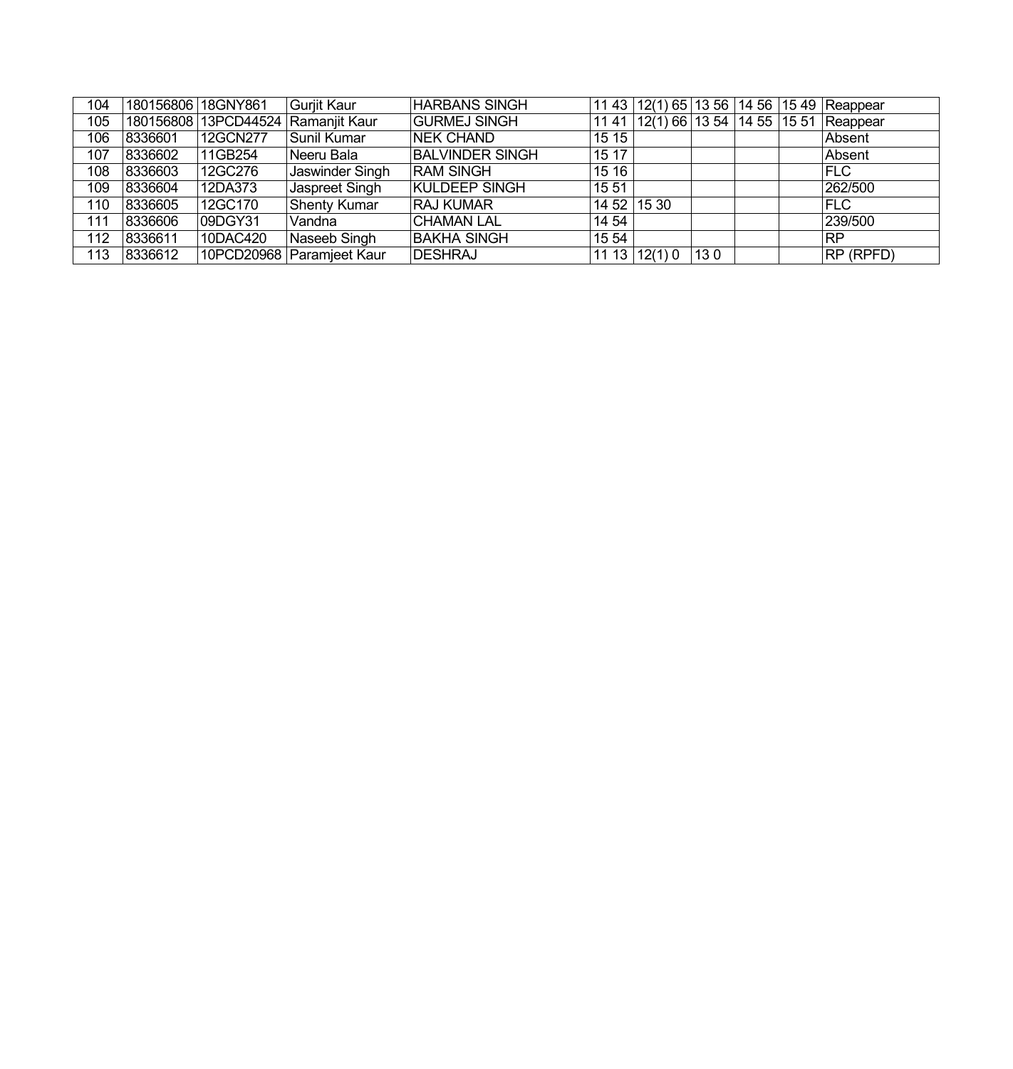| | | | | | | | | | | |
|---|---|---|---|---|---|---|---|---|---|---|
| 104 | 180156806 | 18GNY861 | Gurjit Kaur | HARBANS SINGH | 11 43 | 12(1) 65 | 13 56 | 14 56 | 15 49 | Reappear |
| 105 | 180156808 | 13PCD44524 | Ramanjit Kaur | GURMEJ SINGH | 11 41 | 12(1) 66 | 13 54 | 14 55 | 15 51 | Reappear |
| 106 | 8336601 | 12GCN277 | Sunil Kumar | NEK CHAND | 15 15 | | | | | Absent |
| 107 | 8336602 | 11GB254 | Neeru Bala | BALVINDER SINGH | 15 17 | | | | | Absent |
| 108 | 8336603 | 12GC276 | Jaswinder Singh | RAM SINGH | 15 16 | | | | | FLC |
| 109 | 8336604 | 12DA373 | Jaspreet Singh | KULDEEP SINGH | 15 51 | | | | | 262/500 |
| 110 | 8336605 | 12GC170 | Shenty Kumar | RAJ KUMAR | 14 52 | 15 30 | | | | FLC |
| 111 | 8336606 | 09DGY31 | Vandna | CHAMAN LAL | 14 54 | | | | | 239/500 |
| 112 | 8336611 | 10DAC420 | Naseeb Singh | BAKHA SINGH | 15 54 | | | | | RP |
| 113 | 8336612 | 10PCD20968 | Paramjeet Kaur | DESHRAJ | 11 13 | 12(1) 0 | 13 0 | | | RP (RPFD) |